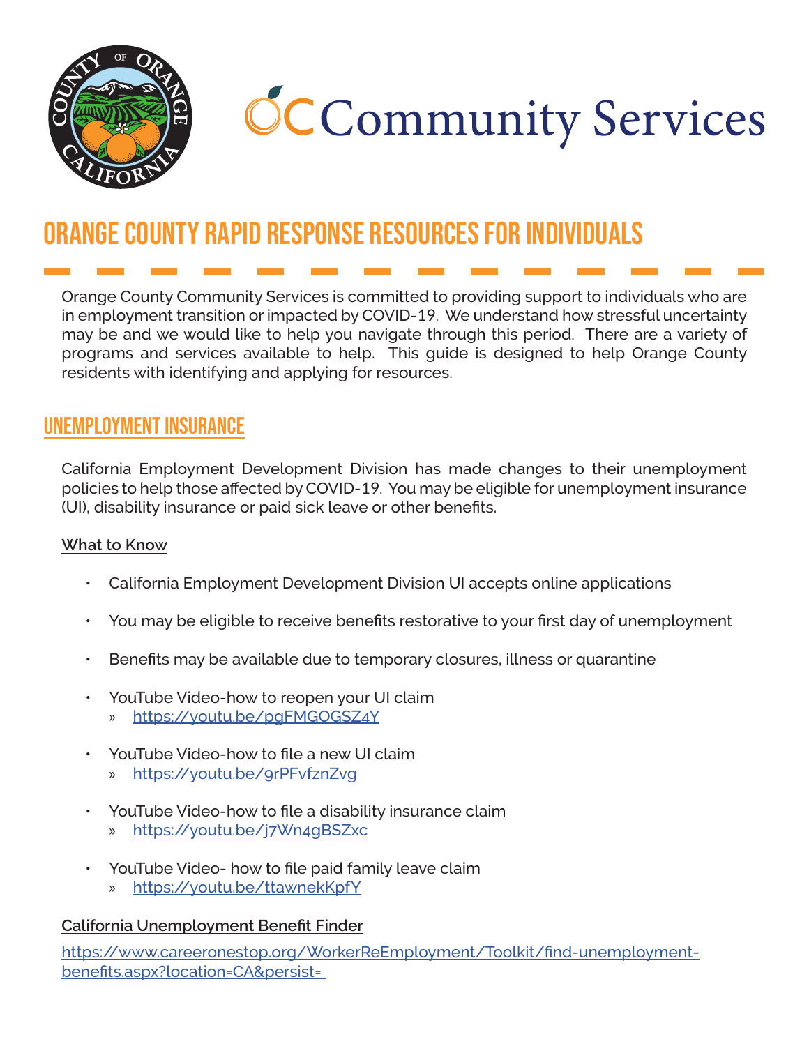OC Community Services

# ORANGE COUNTY RAPID RESPONSE RESOURCES FOR INDIVIDUALS

Orange County Community Services is committed to providing support to individuals who are in employment transition or impacted by COVID-19. We understand how stressful uncertainty may be and we would like to help you navigate through this period. There are a variety of programs and services available to help. This guide is designed to help Orange County residents with identifying and applying for resources.

## UNEMPLOYMENT INSURANCE

California Employment Development Division has made changes to their unemployment policies to help those affected by COVID-19. You may be eligible for unemployment insurance (UI), disability insurance or paid sick leave or other benefits.

**What to Know**

- California Employment Development Division UI accepts online applications
- You may be eligible to receive benefits restorative to your first day of unemployment
- Benefits may be available due to temporary closures, illness or quarantine
- YouTube Video-how to reopen your UI claim
  - https://youtu.be/pgFMGOGSZ4Y
- YouTube Video-how to file a new UI claim
  - https://youtu.be/9rPFvfznZvg
- YouTube Video-how to file a disability insurance claim
  - https://youtu.be/j7Wn4gBSZxc
- YouTube Video- how to file paid family leave claim
  - https://youtu.be/ttawnekKpfY

**California Unemployment Benefit Finder**

https://www.careeronestop.org/WorkerReEmployment/Toolkit/find-unemployment-benefits.aspx?location=CA&persist=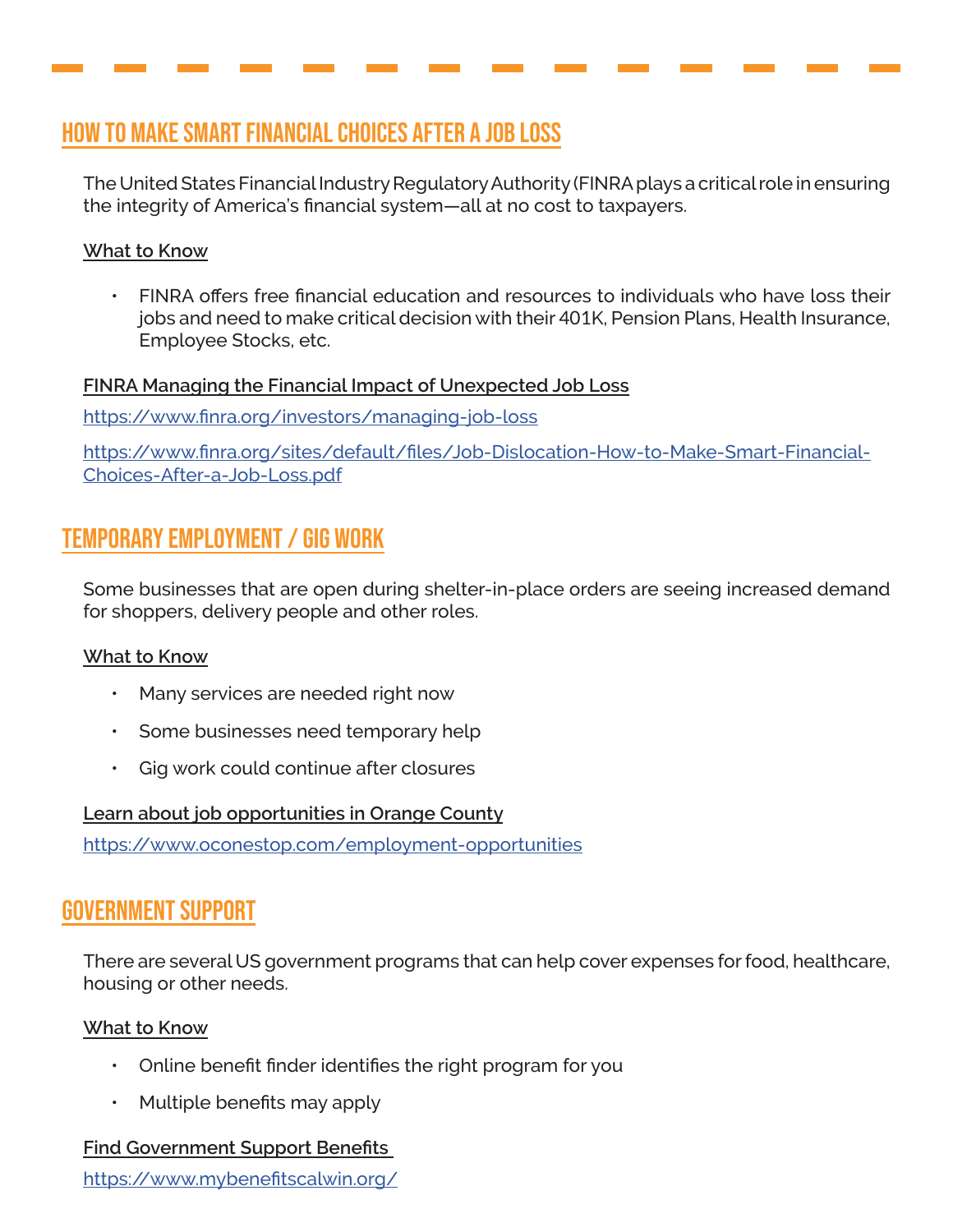## HOW TO MAKE SMART FINANCIAL CHOICES AFTER A JOB LOSS

The United States Financial Industry Regulatory Authority (FINRA plays a critical role in ensuring the integrity of America's financial system—all at no cost to taxpayers.

**What to Know**

- FINRA offers free financial education and resources to individuals who have loss their jobs and need to make critical decision with their 401K, Pension Plans, Health Insurance, Employee Stocks, etc.

**FINRA Managing the Financial Impact of Unexpected Job Loss**

https://www.finra.org/investors/managing-job-loss

https://www.finra.org/sites/default/files/Job-Dislocation-How-to-Make-Smart-Financial-Choices-After-a-Job-Loss.pdf

## TEMPORARY EMPLOYMENT / GIG WORK

Some businesses that are open during shelter-in-place orders are seeing increased demand for shoppers, delivery people and other roles.

**What to Know**

- Many services are needed right now
- Some businesses need temporary help
- Gig work could continue after closures

**Learn about job opportunities in Orange County**

https://www.oconestop.com/employment-opportunities

## GOVERNMENT SUPPORT

There are several US government programs that can help cover expenses for food, healthcare, housing or other needs.

**What to Know**

- Online benefit finder identifies the right program for you
- Multiple benefits may apply

**Find Government Support Benefits**

https://www.mybenefitscalwin.org/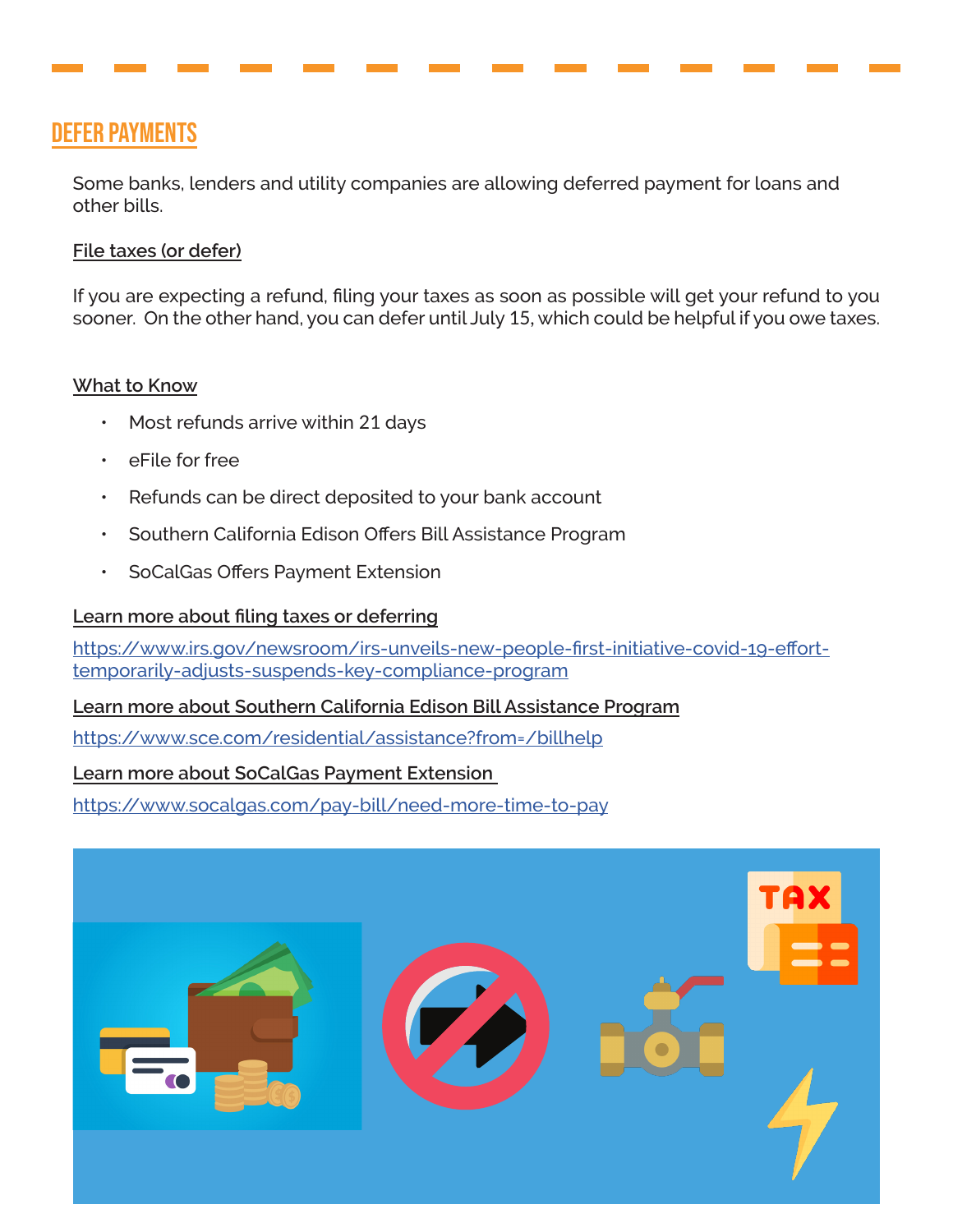## DEFER PAYMENTS

Some banks, lenders and utility companies are allowing deferred payment for loans and other bills.

### File taxes (or defer)

If you are expecting a refund, filing your taxes as soon as possible will get your refund to you sooner. On the other hand, you can defer until July 15, which could be helpful if you owe taxes.

### What to Know

- Most refunds arrive within 21 days
- eFile for free
- Refunds can be direct deposited to your bank account
- Southern California Edison Offers Bill Assistance Program
- SoCalGas Offers Payment Extension

**Learn more about filing taxes or deferring**

https://www.irs.gov/newsroom/irs-unveils-new-people-first-initiative-covid-19-effort-temporarily-adjusts-suspends-key-compliance-program

**Learn more about Southern California Edison Bill Assistance Program**

https://www.sce.com/residential/assistance?from=/billhelp

**Learn more about SoCalGas Payment Extension**

https://www.socalgas.com/pay-bill/need-more-time-to-pay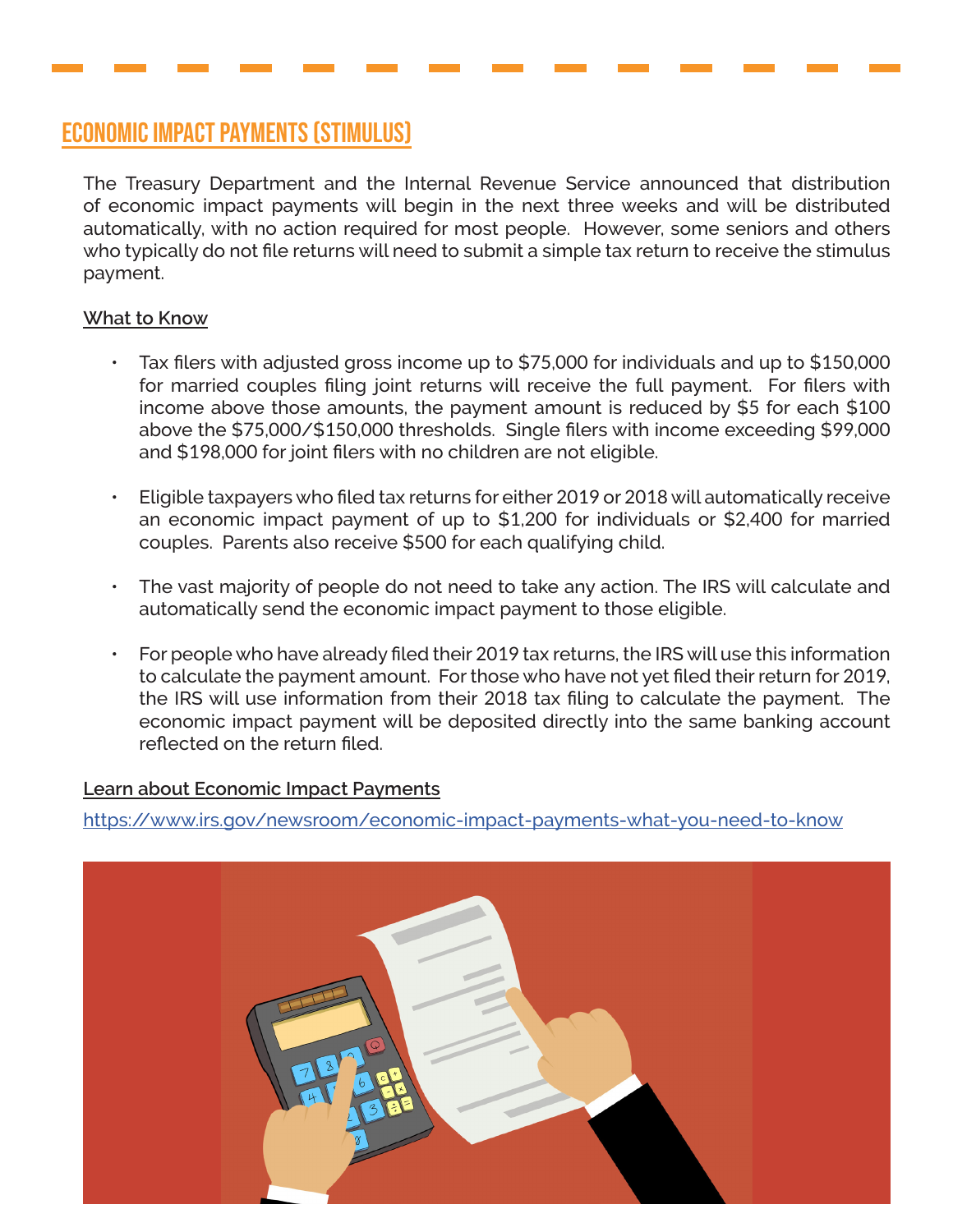## ECONOMIC IMPACT PAYMENTS (STIMULUS)

The Treasury Department and the Internal Revenue Service announced that distribution of economic impact payments will begin in the next three weeks and will be distributed automatically, with no action required for most people. However, some seniors and others who typically do not file returns will need to submit a simple tax return to receive the stimulus payment.

**What to Know**

- Tax filers with adjusted gross income up to $75,000 for individuals and up to $150,000 for married couples filing joint returns will receive the full payment. For filers with income above those amounts, the payment amount is reduced by $5 for each $100 above the $75,000/$150,000 thresholds. Single filers with income exceeding $99,000 and $198,000 for joint filers with no children are not eligible.

- Eligible taxpayers who filed tax returns for either 2019 or 2018 will automatically receive an economic impact payment of up to $1,200 for individuals or $2,400 for married couples. Parents also receive $500 for each qualifying child.

- The vast majority of people do not need to take any action. The IRS will calculate and automatically send the economic impact payment to those eligible.

- For people who have already filed their 2019 tax returns, the IRS will use this information to calculate the payment amount. For those who have not yet filed their return for 2019, the IRS will use information from their 2018 tax filing to calculate the payment. The economic impact payment will be deposited directly into the same banking account reflected on the return filed.

**Learn about Economic Impact Payments**

https://www.irs.gov/newsroom/economic-impact-payments-what-you-need-to-know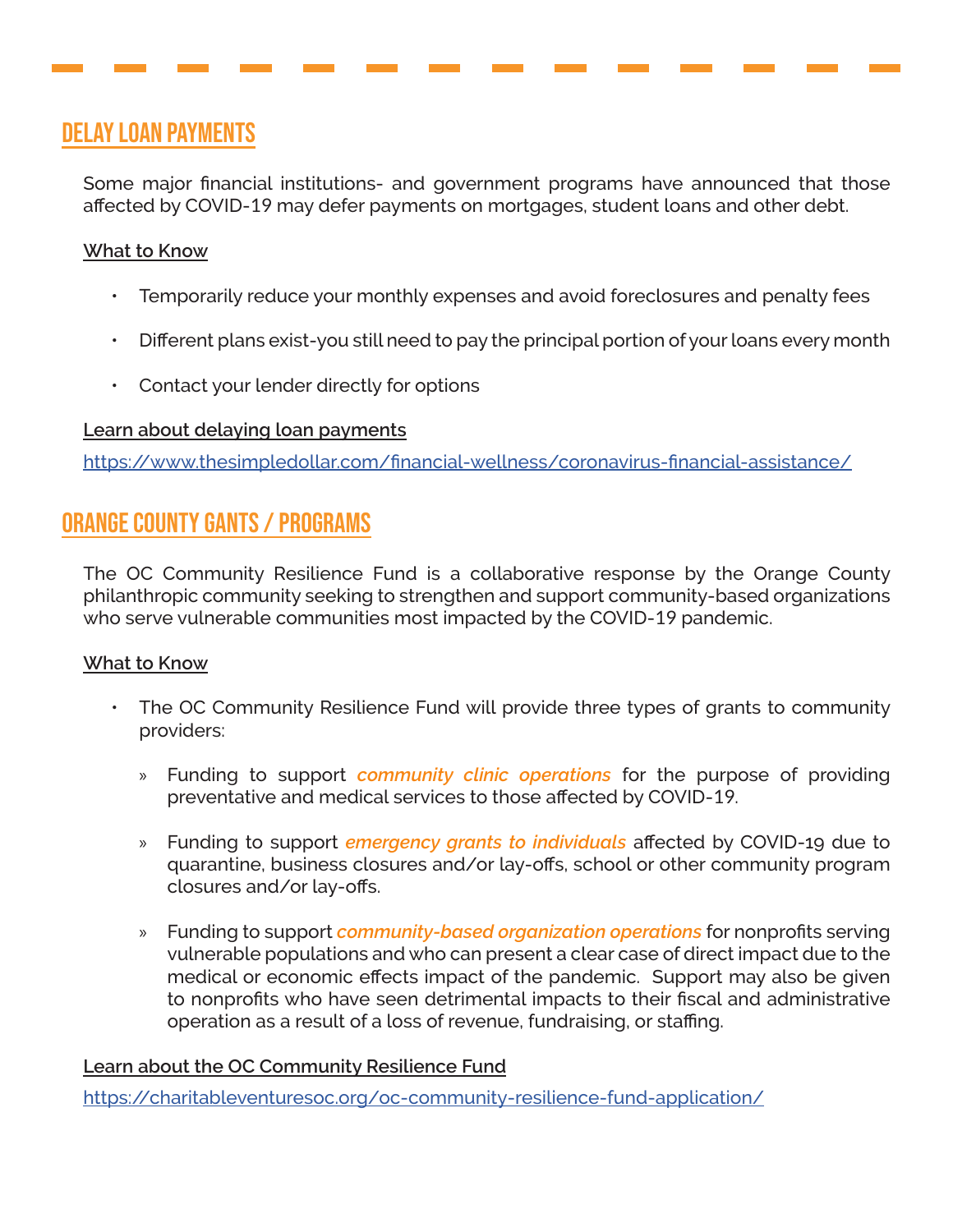## DELAY LOAN PAYMENTS

Some major financial institutions- and government programs have announced that those affected by COVID-19 may defer payments on mortgages, student loans and other debt.

**What to Know**

- Temporarily reduce your monthly expenses and avoid foreclosures and penalty fees
- Different plans exist-you still need to pay the principal portion of your loans every month
- Contact your lender directly for options

**Learn about delaying loan payments**

https://www.thesimpledollar.com/financial-wellness/coronavirus-financial-assistance/

## ORANGE COUNTY GANTS / PROGRAMS

The OC Community Resilience Fund is a collaborative response by the Orange County philanthropic community seeking to strengthen and support community-based organizations who serve vulnerable communities most impacted by the COVID-19 pandemic.

**What to Know**

- The OC Community Resilience Fund will provide three types of grants to community providers:
  - Funding to support ***community clinic operations*** for the purpose of providing preventative and medical services to those affected by COVID-19.
  - Funding to support ***emergency grants to individuals*** affected by COVID-19 due to quarantine, business closures and/or lay-offs, school or other community program closures and/or lay-offs.
  - Funding to support ***community-based organization operations*** for nonprofits serving vulnerable populations and who can present a clear case of direct impact due to the medical or economic effects impact of the pandemic. Support may also be given to nonprofits who have seen detrimental impacts to their fiscal and administrative operation as a result of a loss of revenue, fundraising, or staffing.

**Learn about the OC Community Resilience Fund**

https://charitableventuresoc.org/oc-community-resilience-fund-application/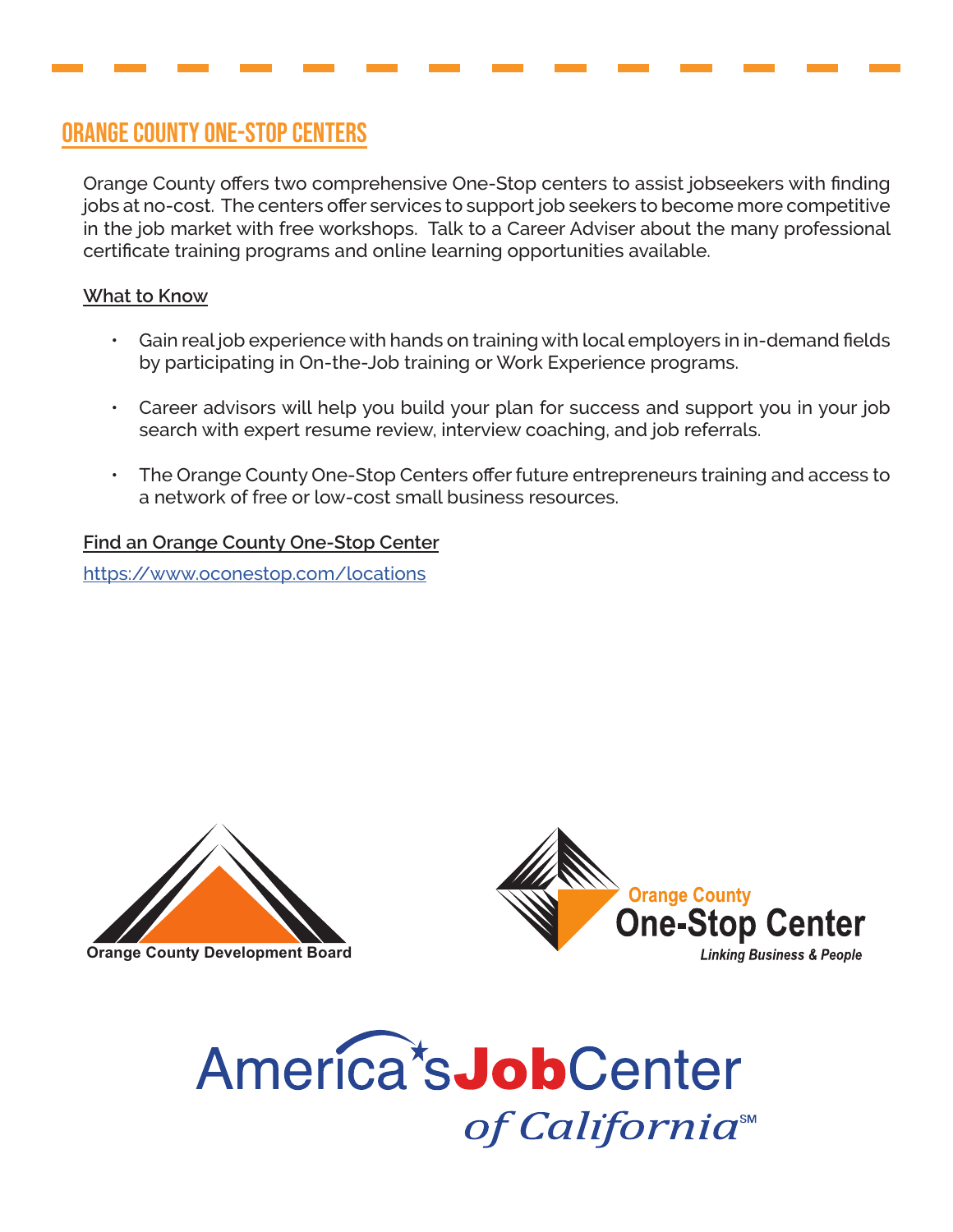## ORANGE COUNTY ONE-STOP CENTERS

Orange County offers two comprehensive One-Stop centers to assist jobseekers with finding jobs at no-cost. The centers offer services to support job seekers to become more competitive in the job market with free workshops. Talk to a Career Adviser about the many professional certificate training programs and online learning opportunities available.

What to Know

- Gain real job experience with hands on training with local employers in in-demand fields by participating in On-the-Job training or Work Experience programs.
- Career advisors will help you build your plan for success and support you in your job search with expert resume review, interview coaching, and job referrals.
- The Orange County One-Stop Centers offer future entrepreneurs training and access to a network of free or low-cost small business resources.

Find an Orange County One-Stop Center

https://www.oconestop.com/locations

Orange County Development Board

Orange County One-Stop Center
Linking Business & People

America's Job Center of California℠